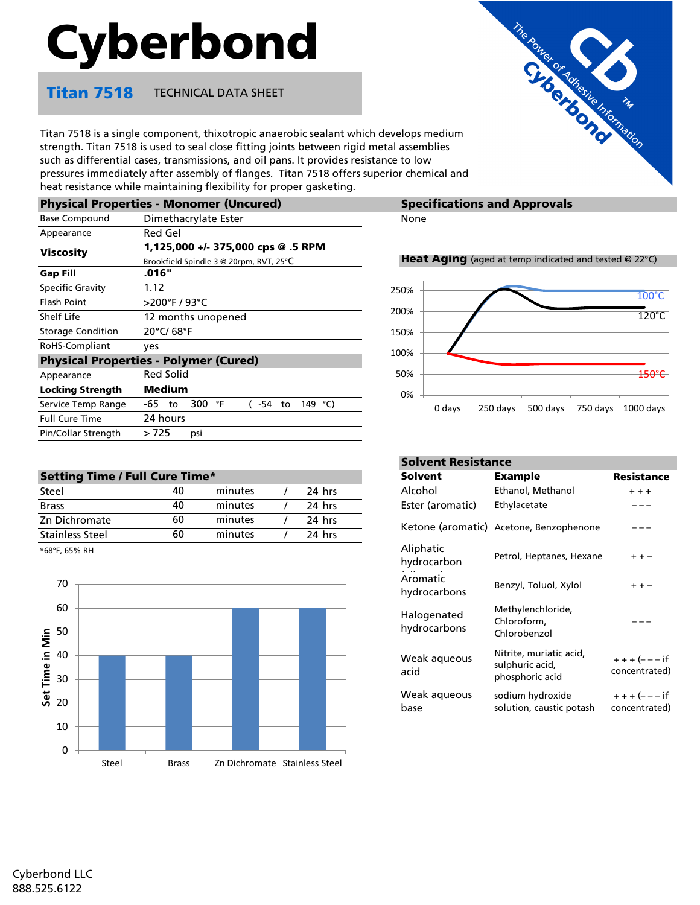# Cyberbond

## Titan 7518 TECHNICAL DATA SHEET

Titan 7518 is a single component, thixotropic anaerobic sealant which develops medium strength. Titan 7518 is used to seal close fitting joints between rigid metal assemblies such as differential cases, transmissions, and oil pans. It provides resistance to low pressures immediately after assembly of flanges. Titan 7518 offers superior chemical and heat resistance while maintaining flexibility for proper gasketing.

## Physical Properties - Monomer (Uncured)

| Property | Value |
|---|---|
| Base Compound | Dimethacrylate Ester |
| Appearance | Red Gel |
| **Viscosity** | **1,125,000 +/- 375,000 cps @ .5 RPM** Brookfield Spindle 3 @ 20rpm, RVT, 25°C |
| **Gap Fill** | **.016"** |
| Specific Gravity | 1.12 |
| Flash Point | >200°F / 93°C |
| Shelf Life | 12 months unopened |
| Storage Condition | 20°C/ 68°F |
| RoHS-Compliant | yes |

## Physical Properties - Polymer (Cured)

| Property | Value |
|---|---|
| Appearance | Red Solid |
| **Locking Strength** | **Medium** |
| Service Temp Range | -65 to 300 °F ( -54 to 149 °C) |
| Full Cure Time | 24 hours |
| Pin/Collar Strength | > 725 psi |

## Setting Time / Full Cure Time*

| Substrate | Setting Time | Full Cure Time |
|---|---|---|
| Steel | 40 minutes | 24 hrs |
| Brass | 40 minutes | 24 hrs |
| Zn Dichromate | 60 minutes | 24 hrs |
| Stainless Steel | 60 minutes | 24 hrs |

*68°F, 65% RH

## Specifications and Approvals

None

## Heat Aging (aged at temp indicated and tested @ 22°C)

## Solvent Resistance

| Solvent | Example | Resistance |
|---|---|---|
| Alcohol | Ethanol, Methanol | + + + |
| Ester (aromatic) | Ethylacetate | − − − |
| Ketone (aromatic) | Acetone, Benzophenone | − − − |
| Aliphatic hydrocarbon | Petrol, Heptanes, Hexane | + + − |
| Aromatic hydrocarbons | Benzyl, Toluol, Xylol | + + − |
| Halogenated hydrocarbons | Methylenchloride, Chloroform, Chlorobenzol | − − − |
| Weak aqueous acid | Nitrite, muriatic acid, sulphuric acid, phosphoric acid | + + + (− − − if concentrated) |
| Weak aqueous base | sodium hydroxide solution, caustic potash | + + + (− − − if concentrated) |

Cyberbond LLC
888.525.6122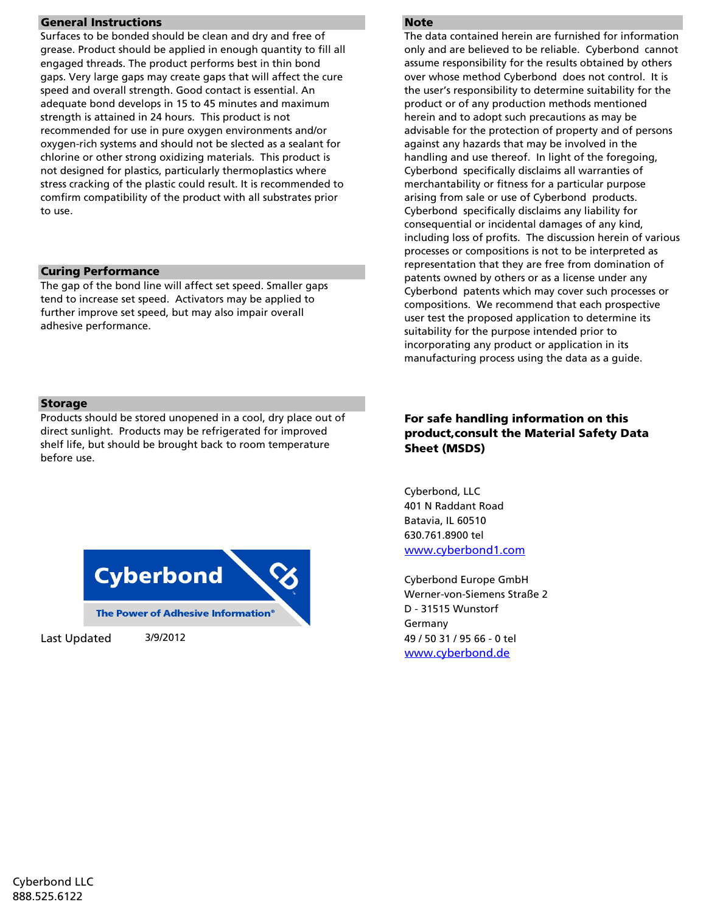## General Instructions

Surfaces to be bonded should be clean and dry and free of grease. Product should be applied in enough quantity to fill all engaged threads. The product performs best in thin bond gaps. Very large gaps may create gaps that will affect the cure speed and overall strength. Good contact is essential. An adequate bond develops in 15 to 45 minutes and maximum strength is attained in 24 hours. This product is not recommended for use in pure oxygen environments and/or oxygen-rich systems and should not be slected as a sealant for chlorine or other strong oxidizing materials. This product is not designed for plastics, particularly thermoplastics where stress cracking of the plastic could result. It is recommended to comfirm compatibility of the product with all substrates prior to use.

## Curing Performance

The gap of the bond line will affect set speed. Smaller gaps tend to increase set speed. Activators may be applied to further improve set speed, but may also impair overall adhesive performance.

## Storage

Products should be stored unopened in a cool, dry place out of direct sunlight. Products may be refrigerated for improved shelf life, but should be brought back to room temperature before use.

Cyberbond

The Power of Adhesive Information®

Last Updated 3/9/2012

## Note

The data contained herein are furnished for information only and are believed to be reliable. Cyberbond cannot assume responsibility for the results obtained by others over whose method Cyberbond does not control. It is the user's responsibility to determine suitability for the product or of any production methods mentioned herein and to adopt such precautions as may be advisable for the protection of property and of persons against any hazards that may be involved in the handling and use thereof. In light of the foregoing, Cyberbond specifically disclaims all warranties of merchantability or fitness for a particular purpose arising from sale or use of Cyberbond products. Cyberbond specifically disclaims any liability for consequential or incidental damages of any kind, including loss of profits. The discussion herein of various processes or compositions is not to be interpreted as representation that they are free from domination of patents owned by others or as a license under any Cyberbond patents which may cover such processes or compositions. We recommend that each prospective user test the proposed application to determine its suitability for the purpose intended prior to incorporating any product or application in its manufacturing process using the data as a guide.

**For safe handling information on this product,consult the Material Safety Data Sheet (MSDS)**

Cyberbond, LLC
401 N Raddant Road
Batavia, IL 60510
630.761.8900 tel
www.cyberbond1.com

Cyberbond Europe GmbH
Werner-von-Siemens Straße 2
D - 31515 Wunstorf
Germany
49 / 50 31 / 95 66 - 0 tel
www.cyberbond.de

Cyberbond LLC
888.525.6122